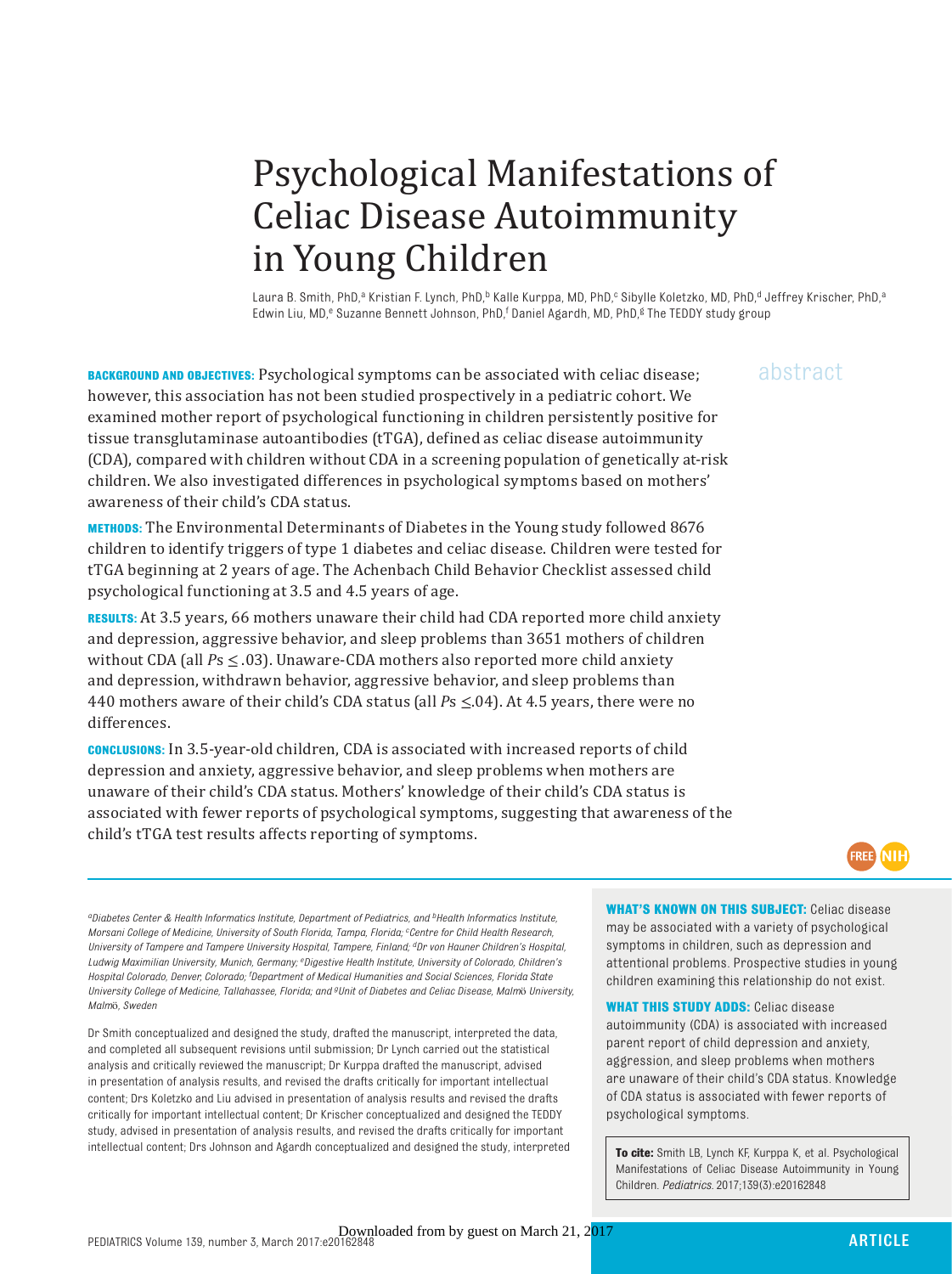# Psychological Manifestations of Celiac Disease Autoimmunity in Young Children

Laura B. Smith, PhD,[a] Kristian F. Lynch, PhD,[b] Kalle Kurppa, MD, PhD,[c] Sibylle Koletzko, MD, PhD,[d] Jeffrey Krischer, PhD,[a] Edwin Liu, MD,[e] Suzanne Bennett Johnson, PhD,[f] Daniel Agardh, MD, PhD,[g] The TEDDY study group

## abstract

**BACKGROUND AND OBJECTIVES:** Psychological symptoms can be associated with celiac disease; however, this association has not been studied prospectively in a pediatric cohort. We examined mother report of psychological functioning in children persistently positive for tissue transglutaminase autoantibodies (tTGA), defined as celiac disease autoimmunity (CDA), compared with children without CDA in a screening population of genetically at-risk children. We also investigated differences in psychological symptoms based on mothers' awareness of their child's CDA status.

**METHODS:** The Environmental Determinants of Diabetes in the Young study followed 8676 children to identify triggers of type 1 diabetes and celiac disease. Children were tested for tTGA beginning at 2 years of age. The Achenbach Child Behavior Checklist assessed child psychological functioning at 3.5 and 4.5 years of age.

**RESULTS:** At 3.5 years, 66 mothers unaware their child had CDA reported more child anxiety and depression, aggressive behavior, and sleep problems than 3651 mothers of children without CDA (all $Ps \leq .03$). Unaware-CDA mothers also reported more child anxiety and depression, withdrawn behavior, aggressive behavior, and sleep problems than 440 mothers aware of their child's CDA status (all $Ps \leq .04$). At 4.5 years, there were no differences.

**CONCLUSIONS:** In 3.5-year-old children, CDA is associated with increased reports of child depression and anxiety, aggressive behavior, and sleep problems when mothers are unaware of their child's CDA status. Mothers' knowledge of their child's CDA status is associated with fewer reports of psychological symptoms, suggesting that awareness of the child's tTGA test results affects reporting of symptoms.

*[a]Diabetes Center & Health Informatics Institute, Department of Pediatrics, and [b]Health Informatics Institute, Morsani College of Medicine, University of South Florida, Tampa, Florida; [c]Centre for Child Health Research, University of Tampere and Tampere University Hospital, Tampere, Finland; [d]Dr von Hauner Children's Hospital, Ludwig Maximilian University, Munich, Germany; [e]Digestive Health Institute, University of Colorado, Children's Hospital Colorado, Denver, Colorado; [f]Department of Medical Humanities and Social Sciences, Florida State University College of Medicine, Tallahassee, Florida; and [g]Unit of Diabetes and Celiac Disease, Malmö University, Malmö, Sweden*

Dr Smith conceptualized and designed the study, drafted the manuscript, interpreted the data, and completed all subsequent revisions until submission; Dr Lynch carried out the statistical analysis and critically reviewed the manuscript; Dr Kurppa drafted the manuscript, advised in presentation of analysis results, and revised the drafts critically for important intellectual content; Drs Koletzko and Liu advised in presentation of analysis results and revised the drafts critically for important intellectual content; Dr Krischer conceptualized and designed the TEDDY study, advised in presentation of analysis results, and revised the drafts critically for important intellectual content; Drs Johnson and Agardh conceptualized and designed the study, interpreted

**WHAT'S KNOWN ON THIS SUBJECT:** Celiac disease may be associated with a variety of psychological symptoms in children, such as depression and attentional problems. Prospective studies in young children examining this relationship do not exist.

**WHAT THIS STUDY ADDS:** Celiac disease autoimmunity (CDA) is associated with increased parent report of child depression and anxiety, aggression, and sleep problems when mothers are unaware of their child's CDA status. Knowledge of CDA status is associated with fewer reports of psychological symptoms.

**To cite:** Smith LB, Lynch KF, Kurppa K, et al. Psychological Manifestations of Celiac Disease Autoimmunity in Young Children. *Pediatrics.* 2017;139(3):e20162848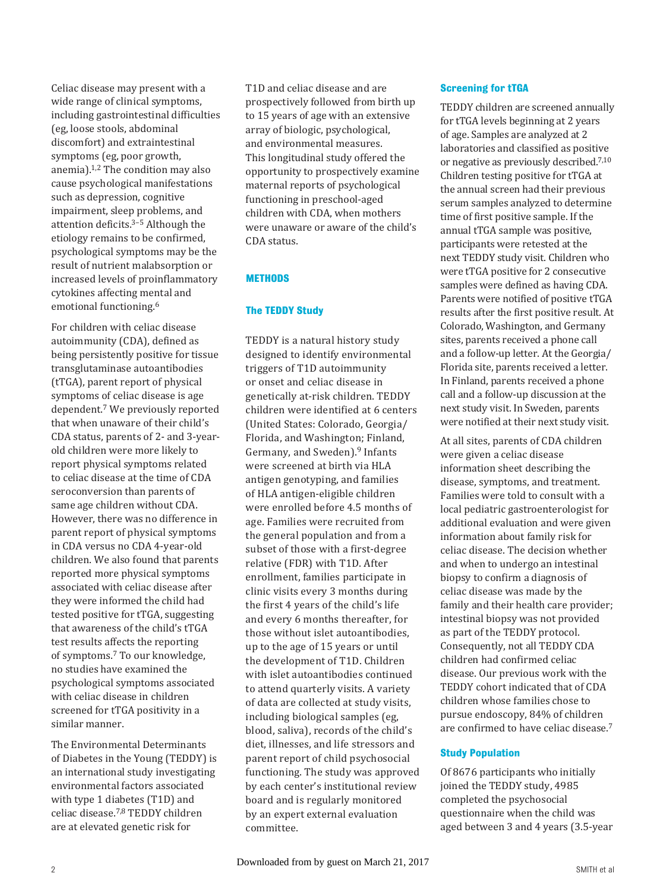Celiac disease may present with a wide range of clinical symptoms, including gastrointestinal difficulties (eg, loose stools, abdominal discomfort) and extraintestinal symptoms (eg, poor growth, anemia).[1,2] The condition may also cause psychological manifestations such as depression, cognitive impairment, sleep problems, and attention deficits.[3–5] Although the etiology remains to be confirmed, psychological symptoms may be the result of nutrient malabsorption or increased levels of proinflammatory cytokines affecting mental and emotional functioning.[6]

For children with celiac disease autoimmunity (CDA), defined as being persistently positive for tissue transglutaminase autoantibodies (tTGA), parent report of physical symptoms of celiac disease is age dependent.[7] We previously reported that when unaware of their child's CDA status, parents of 2- and 3-year-old children were more likely to report physical symptoms related to celiac disease at the time of CDA seroconversion than parents of same age children without CDA. However, there was no difference in parent report of physical symptoms in CDA versus no CDA 4-year-old children. We also found that parents reported more physical symptoms associated with celiac disease after they were informed the child had tested positive for tTGA, suggesting that awareness of the child's tTGA test results affects the reporting of symptoms.[7] To our knowledge, no studies have examined the psychological symptoms associated with celiac disease in children screened for tTGA positivity in a similar manner.

The Environmental Determinants of Diabetes in the Young (TEDDY) is an international study investigating environmental factors associated with type 1 diabetes (T1D) and celiac disease.[7,8] TEDDY children are at elevated genetic risk for T1D and celiac disease and are prospectively followed from birth up to 15 years of age with an extensive array of biologic, psychological, and environmental measures. This longitudinal study offered the opportunity to prospectively examine maternal reports of psychological functioning in preschool-aged children with CDA, when mothers were unaware or aware of the child's CDA status.

## METHODS

### The TEDDY Study

TEDDY is a natural history study designed to identify environmental triggers of T1D autoimmunity or onset and celiac disease in genetically at-risk children. TEDDY children were identified at 6 centers (United States: Colorado, Georgia/Florida, and Washington; Finland, Germany, and Sweden).[9] Infants were screened at birth via HLA antigen genotyping, and families of HLA antigen-eligible children were enrolled before 4.5 months of age. Families were recruited from the general population and from a subset of those with a first-degree relative (FDR) with T1D. After enrollment, families participate in clinic visits every 3 months during the first 4 years of the child's life and every 6 months thereafter, for those without islet autoantibodies, up to the age of 15 years or until the development of T1D. Children with islet autoantibodies continued to attend quarterly visits. A variety of data are collected at study visits, including biological samples (eg, blood, saliva), records of the child's diet, illnesses, and life stressors and parent report of child psychosocial functioning. The study was approved by each center's institutional review board and is regularly monitored by an expert external evaluation committee.

### Screening for tTGA

TEDDY children are screened annually for tTGA levels beginning at 2 years of age. Samples are analyzed at 2 laboratories and classified as positive or negative as previously described.[7,10] Children testing positive for tTGA at the annual screen had their previous serum samples analyzed to determine time of first positive sample. If the annual tTGA sample was positive, participants were retested at the next TEDDY study visit. Children who were tTGA positive for 2 consecutive samples were defined as having CDA. Parents were notified of positive tTGA results after the first positive result. At Colorado, Washington, and Germany sites, parents received a phone call and a follow-up letter. At the Georgia/Florida site, parents received a letter. In Finland, parents received a phone call and a follow-up discussion at the next study visit. In Sweden, parents were notified at their next study visit.

At all sites, parents of CDA children were given a celiac disease information sheet describing the disease, symptoms, and treatment. Families were told to consult with a local pediatric gastroenterologist for additional evaluation and were given information about family risk for celiac disease. The decision whether and when to undergo an intestinal biopsy to confirm a diagnosis of celiac disease was made by the family and their health care provider; intestinal biopsy was not provided as part of the TEDDY protocol. Consequently, not all TEDDY CDA children had confirmed celiac disease. Our previous work with the TEDDY cohort indicated that of CDA children whose families chose to pursue endoscopy, 84% of children are confirmed to have celiac disease.[7]

### Study Population

Of 8676 participants who initially joined the TEDDY study, 4985 completed the psychosocial questionnaire when the child was aged between 3 and 4 years (3.5-year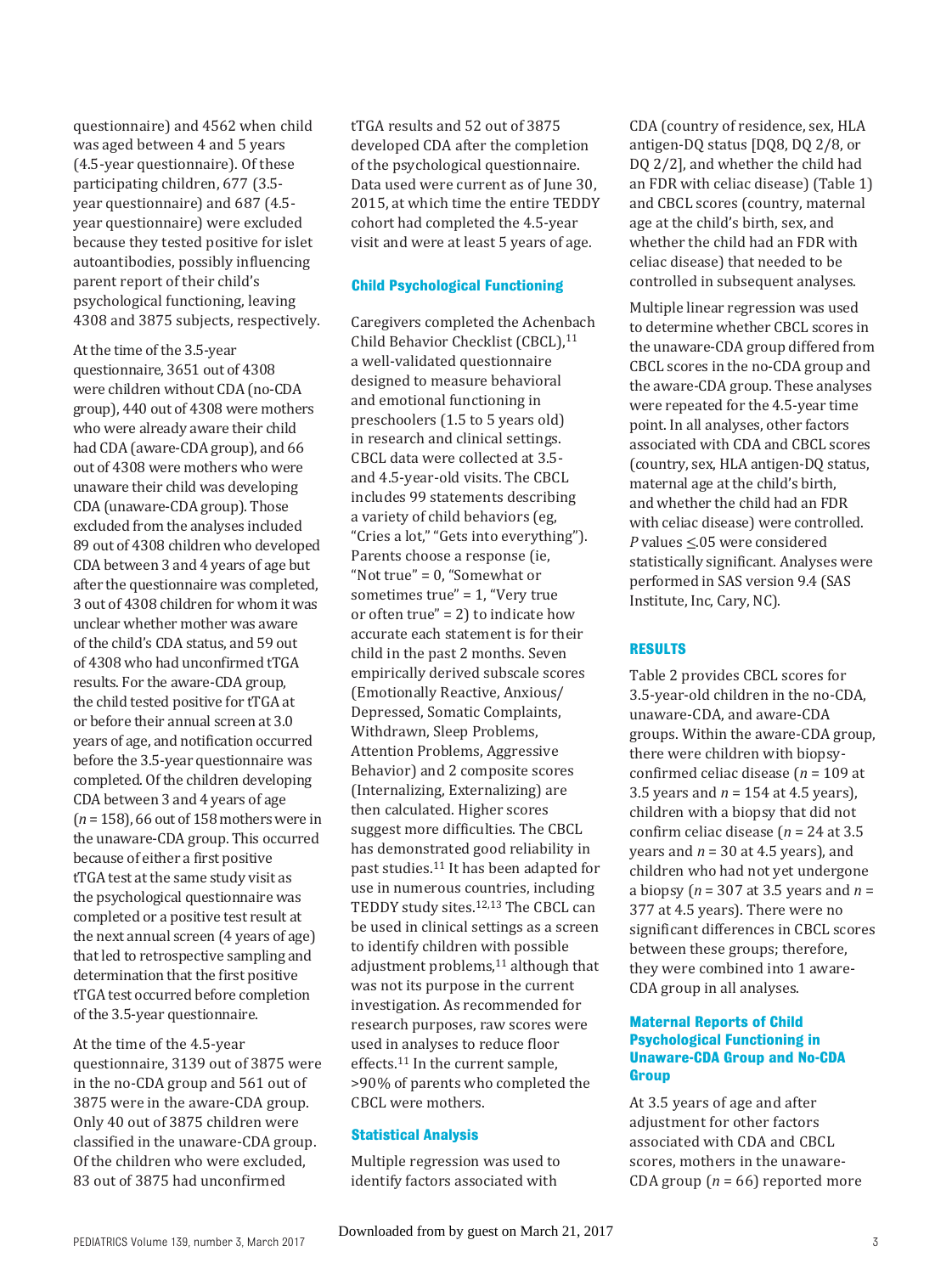questionnaire) and 4562 when child was aged between 4 and 5 years (4.5-year questionnaire). Of these participating children, 677 (3.5-year questionnaire) and 687 (4.5-year questionnaire) were excluded because they tested positive for islet autoantibodies, possibly influencing parent report of their child's psychological functioning, leaving 4308 and 3875 subjects, respectively.

At the time of the 3.5-year questionnaire, 3651 out of 4308 were children without CDA (no-CDA group), 440 out of 4308 were mothers who were already aware their child had CDA (aware-CDA group), and 66 out of 4308 were mothers who were unaware their child was developing CDA (unaware-CDA group). Those excluded from the analyses included 89 out of 4308 children who developed CDA between 3 and 4 years of age but after the questionnaire was completed, 3 out of 4308 children for whom it was unclear whether mother was aware of the child's CDA status, and 59 out of 4308 who had unconfirmed tTGA results. For the aware-CDA group, the child tested positive for tTGA at or before their annual screen at 3.0 years of age, and notification occurred before the 3.5-year questionnaire was completed. Of the children developing CDA between 3 and 4 years of age (*n* = 158), 66 out of 158 mothers were in the unaware-CDA group. This occurred because of either a first positive tTGA test at the same study visit as the psychological questionnaire was completed or a positive test result at the next annual screen (4 years of age) that led to retrospective sampling and determination that the first positive tTGA test occurred before completion of the 3.5-year questionnaire.

At the time of the 4.5-year questionnaire, 3139 out of 3875 were in the no-CDA group and 561 out of 3875 were in the aware-CDA group. Only 40 out of 3875 children were classified in the unaware-CDA group. Of the children who were excluded, 83 out of 3875 had unconfirmed tTGA results and 52 out of 3875 developed CDA after the completion of the psychological questionnaire. Data used were current as of June 30, 2015, at which time the entire TEDDY cohort had completed the 4.5-year visit and were at least 5 years of age.

### Child Psychological Functioning

Caregivers completed the Achenbach Child Behavior Checklist (CBCL),[11] a well-validated questionnaire designed to measure behavioral and emotional functioning in preschoolers (1.5 to 5 years old) in research and clinical settings. CBCL data were collected at 3.5- and 4.5-year-old visits. The CBCL includes 99 statements describing a variety of child behaviors (eg, "Cries a lot," "Gets into everything"). Parents choose a response (ie, "Not true" = 0, "Somewhat or sometimes true" = 1, "Very true or often true" = 2) to indicate how accurate each statement is for their child in the past 2 months. Seven empirically derived subscale scores (Emotionally Reactive, Anxious/Depressed, Somatic Complaints, Withdrawn, Sleep Problems, Attention Problems, Aggressive Behavior) and 2 composite scores (Internalizing, Externalizing) are then calculated. Higher scores suggest more difficulties. The CBCL has demonstrated good reliability in past studies.[11] It has been adapted for use in numerous countries, including TEDDY study sites.[12,13] The CBCL can be used in clinical settings as a screen to identify children with possible adjustment problems,[11] although that was not its purpose in the current investigation. As recommended for research purposes, raw scores were used in analyses to reduce floor effects.[11] In the current sample, >90% of parents who completed the CBCL were mothers.

### Statistical Analysis

Multiple regression was used to identify factors associated with CDA (country of residence, sex, HLA antigen-DQ status [DQ8, DQ 2/8, or DQ 2/2], and whether the child had an FDR with celiac disease) (Table 1) and CBCL scores (country, maternal age at the child's birth, sex, and whether the child had an FDR with celiac disease) that needed to be controlled in subsequent analyses.

Multiple linear regression was used to determine whether CBCL scores in the unaware-CDA group differed from CBCL scores in the no-CDA group and the aware-CDA group. These analyses were repeated for the 4.5-year time point. In all analyses, other factors associated with CDA and CBCL scores (country, sex, HLA antigen-DQ status, maternal age at the child's birth, and whether the child had an FDR with celiac disease) were controlled. *P* values ≤.05 were considered statistically significant. Analyses were performed in SAS version 9.4 (SAS Institute, Inc, Cary, NC).

## RESULTS

Table 2 provides CBCL scores for 3.5-year-old children in the no-CDA, unaware-CDA, and aware-CDA groups. Within the aware-CDA group, there were children with biopsy-confirmed celiac disease (*n* = 109 at 3.5 years and *n* = 154 at 4.5 years), children with a biopsy that did not confirm celiac disease (*n* = 24 at 3.5 years and *n* = 30 at 4.5 years), and children who had not yet undergone a biopsy (*n* = 307 at 3.5 years and *n* = 377 at 4.5 years). There were no significant differences in CBCL scores between these groups; therefore, they were combined into 1 aware-CDA group in all analyses.

### Maternal Reports of Child Psychological Functioning in Unaware-CDA Group and No-CDA Group

At 3.5 years of age and after adjustment for other factors associated with CDA and CBCL scores, mothers in the unaware-CDA group (*n* = 66) reported more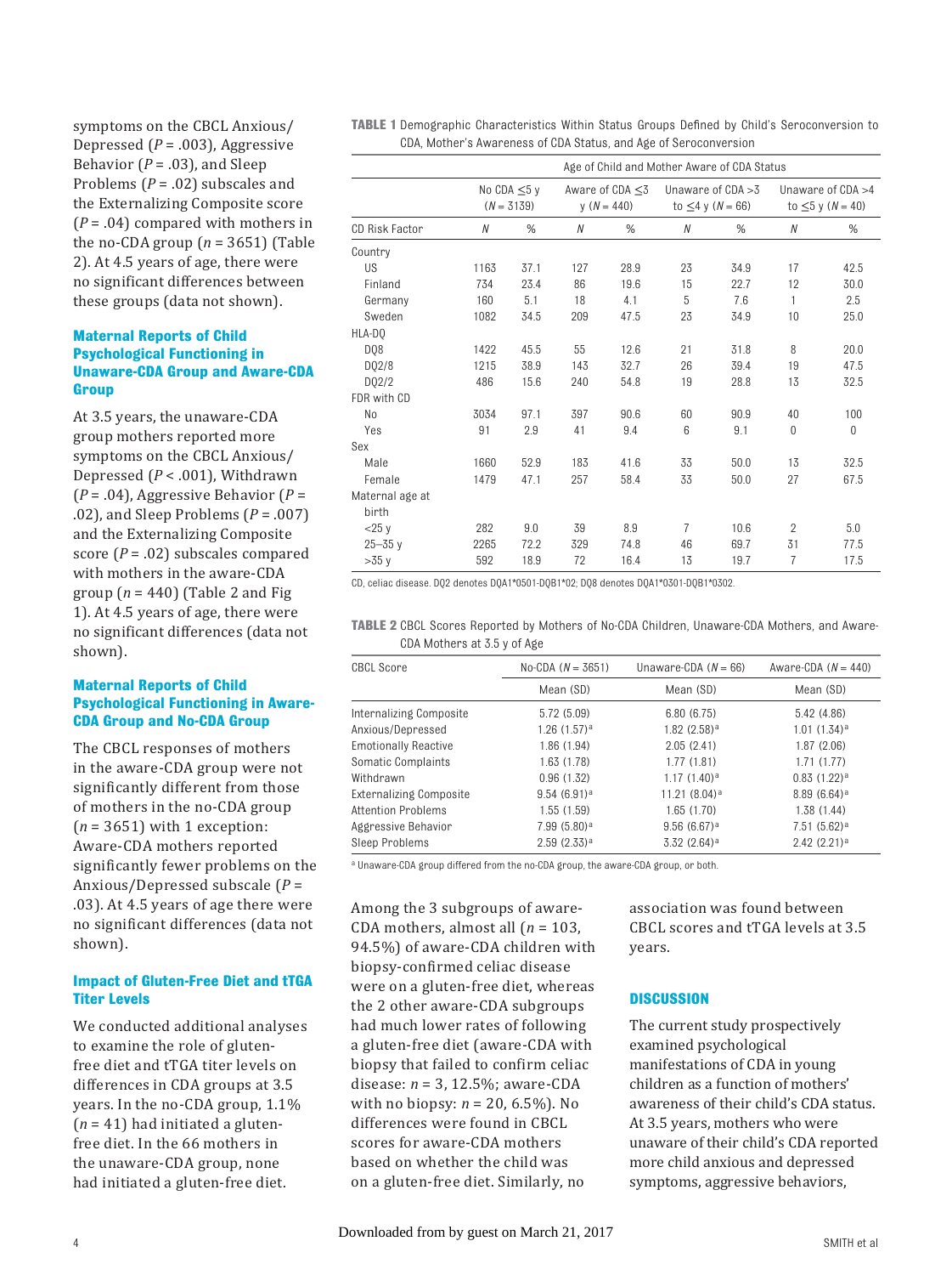symptoms on the CBCL Anxious/Depressed ($P$ = .003), Aggressive Behavior ($P$ = .03), and Sleep Problems ($P$ = .02) subscales and the Externalizing Composite score ($P$ = .04) compared with mothers in the no-CDA group ($n$ = 3651) (Table 2). At 4.5 years of age, there were no significant differences between these groups (data not shown).

### Maternal Reports of Child Psychological Functioning in Unaware-CDA Group and Aware-CDA Group

At 3.5 years, the unaware-CDA group mothers reported more symptoms on the CBCL Anxious/Depressed ($P$ < .001), Withdrawn ($P$ = .04), Aggressive Behavior ($P$ = .02), and Sleep Problems ($P$ = .007) and the Externalizing Composite score ($P$ = .02) subscales compared with mothers in the aware-CDA group ($n$ = 440) (Table 2 and Fig 1). At 4.5 years of age, there were no significant differences (data not shown).

### Maternal Reports of Child Psychological Functioning in Aware-CDA Group and No-CDA Group

The CBCL responses of mothers in the aware-CDA group were not significantly different from those of mothers in the no-CDA group ($n$ = 3651) with 1 exception: Aware-CDA mothers reported significantly fewer problems on the Anxious/Depressed subscale ($P$ = .03). At 4.5 years of age there were no significant differences (data not shown).

### Impact of Gluten-Free Diet and tTGA Titer Levels

We conducted additional analyses to examine the role of gluten-free diet and tTGA titer levels on differences in CDA groups at 3.5 years. In the no-CDA group, 1.1% ($n$ = 41) had initiated a gluten-free diet. In the 66 mothers in the unaware-CDA group, none had initiated a gluten-free diet.

**TABLE 1** Demographic Characteristics Within Status Groups Defined by Child's Seroconversion to CDA, Mother's Awareness of CDA Status, and Age of Seroconversion

| | Age of Child and Mother Aware of CDA Status | | | | | | | |
|---|---|---|---|---|---|---|---|---|
| | No CDA ≤5 y ($N$ = 3139) | | Aware of CDA ≤3 y ($N$ = 440) | | Unaware of CDA >3 to ≤4 y ($N$ = 66) | | Unaware of CDA >4 to ≤5 y ($N$ = 40) | |
| CD Risk Factor | $N$ | % | $N$ | % | $N$ | % | $N$ | % |
| Country | | | | | | | | |
| US | 1163 | 37.1 | 127 | 28.9 | 23 | 34.9 | 17 | 42.5 |
| Finland | 734 | 23.4 | 86 | 19.6 | 15 | 22.7 | 12 | 30.0 |
| Germany | 160 | 5.1 | 18 | 4.1 | 5 | 7.6 | 1 | 2.5 |
| Sweden | 1082 | 34.5 | 209 | 47.5 | 23 | 34.9 | 10 | 25.0 |
| HLA-DQ | | | | | | | | |
| DQ8 | 1422 | 45.5 | 55 | 12.6 | 21 | 31.8 | 8 | 20.0 |
| DQ2/8 | 1215 | 38.9 | 143 | 32.7 | 26 | 39.4 | 19 | 47.5 |
| DQ2/2 | 486 | 15.6 | 240 | 54.8 | 19 | 28.8 | 13 | 32.5 |
| FDR with CD | | | | | | | | |
| No | 3034 | 97.1 | 397 | 90.6 | 60 | 90.9 | 40 | 100 |
| Yes | 91 | 2.9 | 41 | 9.4 | 6 | 9.1 | 0 | 0 |
| Sex | | | | | | | | |
| Male | 1660 | 52.9 | 183 | 41.6 | 33 | 50.0 | 13 | 32.5 |
| Female | 1479 | 47.1 | 257 | 58.4 | 33 | 50.0 | 27 | 67.5 |
| Maternal age at birth | | | | | | | | |
| <25 y | 282 | 9.0 | 39 | 8.9 | 7 | 10.6 | 2 | 5.0 |
| 25–35 y | 2265 | 72.2 | 329 | 74.8 | 46 | 69.7 | 31 | 77.5 |
| >35 y | 592 | 18.9 | 72 | 16.4 | 13 | 19.7 | 7 | 17.5 |

CD, celiac disease. DQ2 denotes DQA1*0501-DQB1*02; DQ8 denotes DQA1*0301-DQB1*0302.

**TABLE 2** CBCL Scores Reported by Mothers of No-CDA Children, Unaware-CDA Mothers, and Aware-CDA Mothers at 3.5 y of Age

| CBCL Score | No-CDA ($N$ = 3651) | Unaware-CDA ($N$ = 66) | Aware-CDA ($N$ = 440) |
|---|---|---|---|
| | Mean (SD) | Mean (SD) | Mean (SD) |
| Internalizing Composite | 5.72 (5.09) | 6.80 (6.75) | 5.42 (4.86) |
| Anxious/Depressed | 1.26 (1.57)[a] | 1.82 (2.58)[a] | 1.01 (1.34)[a] |
| Emotionally Reactive | 1.86 (1.94) | 2.05 (2.41) | 1.87 (2.06) |
| Somatic Complaints | 1.63 (1.78) | 1.77 (1.81) | 1.71 (1.77) |
| Withdrawn | 0.96 (1.32) | 1.17 (1.40)[a] | 0.83 (1.22)[a] |
| Externalizing Composite | 9.54 (6.91)[a] | 11.21 (8.04)[a] | 8.89 (6.64)[a] |
| Attention Problems | 1.55 (1.59) | 1.65 (1.70) | 1.38 (1.44) |
| Aggressive Behavior | 7.99 (5.80)[a] | 9.56 (6.67)[a] | 7.51 (5.62)[a] |
| Sleep Problems | 2.59 (2.33)[a] | 3.32 (2.64)[a] | 2.42 (2.21)[a] |

[a] Unaware-CDA group differed from the no-CDA group, the aware-CDA group, or both.

Among the 3 subgroups of aware-CDA mothers, almost all ($n$ = 103, 94.5%) of aware-CDA children with biopsy-confirmed celiac disease were on a gluten-free diet, whereas the 2 other aware-CDA subgroups had much lower rates of following a gluten-free diet (aware-CDA with biopsy that failed to confirm celiac disease: $n$ = 3, 12.5%; aware-CDA with no biopsy: $n$ = 20, 6.5%). No differences were found in CBCL scores for aware-CDA mothers based on whether the child was on a gluten-free diet. Similarly, no association was found between CBCL scores and tTGA levels at 3.5 years.

## DISCUSSION

The current study prospectively examined psychological manifestations of CDA in young children as a function of mothers' awareness of their child's CDA status. At 3.5 years, mothers who were unaware of their child's CDA reported more child anxious and depressed symptoms, aggressive behaviors,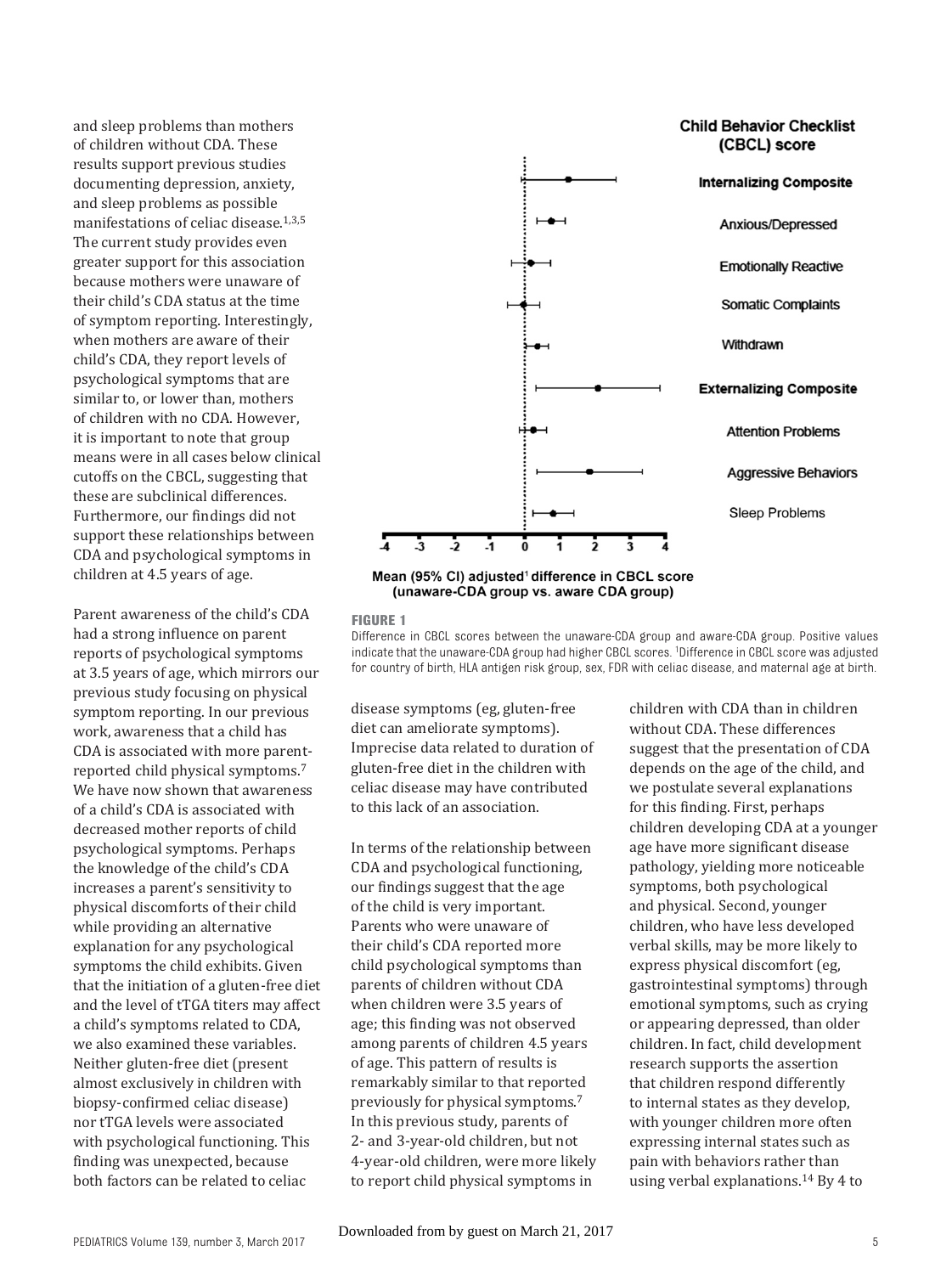and sleep problems than mothers of children without CDA. These results support previous studies documenting depression, anxiety, and sleep problems as possible manifestations of celiac disease.[1,3,5] The current study provides even greater support for this association because mothers were unaware of their child's CDA status at the time of symptom reporting. Interestingly, when mothers are aware of their child's CDA, they report levels of psychological symptoms that are similar to, or lower than, mothers of children with no CDA. However, it is important to note that group means were in all cases below clinical cutoffs on the CBCL, suggesting that these are subclinical differences. Furthermore, our findings did not support these relationships between CDA and psychological symptoms in children at 4.5 years of age.

Parent awareness of the child's CDA had a strong influence on parent reports of psychological symptoms at 3.5 years of age, which mirrors our previous study focusing on physical symptom reporting. In our previous work, awareness that a child has CDA is associated with more parent-reported child physical symptoms.[7] We have now shown that awareness of a child's CDA is associated with decreased mother reports of child psychological symptoms. Perhaps the knowledge of the child's CDA increases a parent's sensitivity to physical discomforts of their child while providing an alternative explanation for any psychological symptoms the child exhibits. Given that the initiation of a gluten-free diet and the level of tTGA titers may affect a child's symptoms related to CDA, we also examined these variables. Neither gluten-free diet (present almost exclusively in children with biopsy-confirmed celiac disease) nor tTGA levels were associated with psychological functioning. This finding was unexpected, because both factors can be related to celiac disease symptoms (eg, gluten-free diet can ameliorate symptoms). Imprecise data related to duration of gluten-free diet in the children with celiac disease may have contributed to this lack of an association.

In terms of the relationship between CDA and psychological functioning, our findings suggest that the age of the child is very important. Parents who were unaware of their child's CDA reported more child psychological symptoms than parents of children without CDA when children were 3.5 years of age; this finding was not observed among parents of children 4.5 years of age. This pattern of results is remarkably similar to that reported previously for physical symptoms.[7] In this previous study, parents of 2- and 3-year-old children, but not 4-year-old children, were more likely to report child physical symptoms in children with CDA than in children without CDA. These differences suggest that the presentation of CDA depends on the age of the child, and we postulate several explanations for this finding. First, perhaps children developing CDA at a younger age have more significant disease pathology, yielding more noticeable symptoms, both psychological and physical. Second, younger children, who have less developed verbal skills, may be more likely to express physical discomfort (eg, gastrointestinal symptoms) through emotional symptoms, such as crying or appearing depressed, than older children. In fact, child development research supports the assertion that children respond differently to internal states as they develop, with younger children more often expressing internal states such as pain with behaviors rather than using verbal explanations.[14] By 4 to

Child Behavior Checklist (CBCL) score

Internalizing Composite

Anxious/Depressed

Emotionally Reactive

Somatic Complaints

Withdrawn

Externalizing Composite

Attention Problems

Aggressive Behaviors

Sleep Problems

-4 -3 -2 -1 0 1 2 3 4

Mean (95% CI) adjusted[1] difference in CBCL score (unaware-CDA group vs. aware CDA group)

**FIGURE 1**

Difference in CBCL scores between the unaware-CDA group and aware-CDA group. Positive values indicate that the unaware-CDA group had higher CBCL scores. [1]Difference in CBCL score was adjusted for country of birth, HLA antigen risk group, sex, FDR with celiac disease, and maternal age at birth.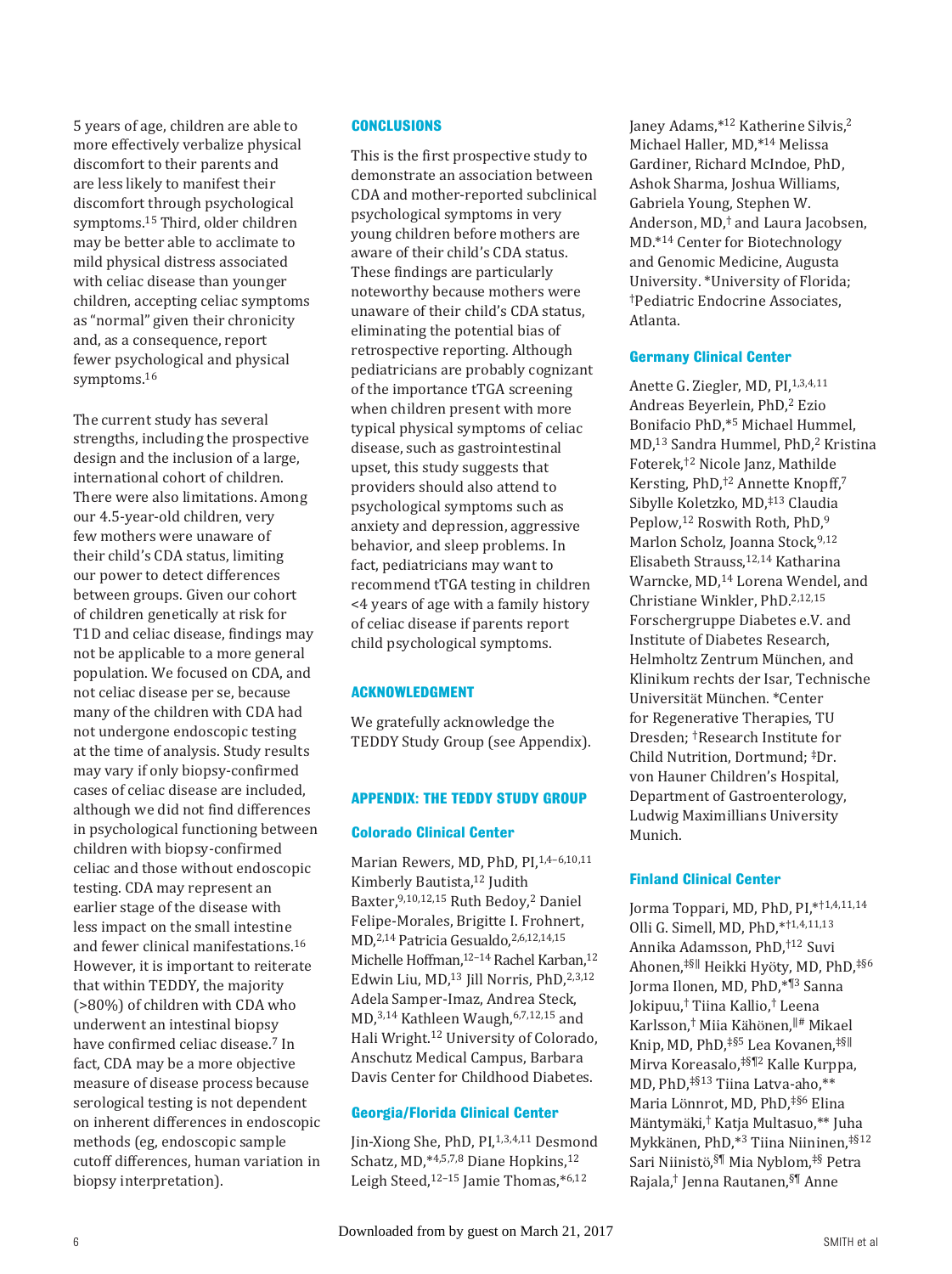5 years of age, children are able to more effectively verbalize physical discomfort to their parents and are less likely to manifest their discomfort through psychological symptoms.[15] Third, older children may be better able to acclimate to mild physical distress associated with celiac disease than younger children, accepting celiac symptoms as "normal" given their chronicity and, as a consequence, report fewer psychological and physical symptoms.[16]

The current study has several strengths, including the prospective design and the inclusion of a large, international cohort of children. There were also limitations. Among our 4.5-year-old children, very few mothers were unaware of their child's CDA status, limiting our power to detect differences between groups. Given our cohort of children genetically at risk for T1D and celiac disease, findings may not be applicable to a more general population. We focused on CDA, and not celiac disease per se, because many of the children with CDA had not undergone endoscopic testing at the time of analysis. Study results may vary if only biopsy-confirmed cases of celiac disease are included, although we did not find differences in psychological functioning between children with biopsy-confirmed celiac and those without endoscopic testing. CDA may represent an earlier stage of the disease with less impact on the small intestine and fewer clinical manifestations.[16] However, it is important to reiterate that within TEDDY, the majority (>80%) of children with CDA who underwent an intestinal biopsy have confirmed celiac disease.[7] In fact, CDA may be a more objective measure of disease process because serological testing is not dependent on inherent differences in endoscopic methods (eg, endoscopic sample cutoff differences, human variation in biopsy interpretation).

## CONCLUSIONS

This is the first prospective study to demonstrate an association between CDA and mother-reported subclinical psychological symptoms in very young children before mothers are aware of their child's CDA status. These findings are particularly noteworthy because mothers were unaware of their child's CDA status, eliminating the potential bias of retrospective reporting. Although pediatricians are probably cognizant of the importance tTGA screening when children present with more typical physical symptoms of celiac disease, such as gastrointestinal upset, this study suggests that providers should also attend to psychological symptoms such as anxiety and depression, aggressive behavior, and sleep problems. In fact, pediatricians may want to recommend tTGA testing in children <4 years of age with a family history of celiac disease if parents report child psychological symptoms.

## ACKNOWLEDGMENT

We gratefully acknowledge the TEDDY Study Group (see Appendix).

## APPENDIX: THE TEDDY STUDY GROUP

### Colorado Clinical Center

Marian Rewers, MD, PhD, PI,[1,4–6,10,11] Kimberly Bautista,[12] Judith Baxter,[9,10,12,15] Ruth Bedoy,[2] Daniel Felipe-Morales, Brigitte I. Frohnert, MD,[2,14] Patricia Gesualdo,[2,6,12,14,15] Michelle Hoffman,[12–14] Rachel Karban,[12] Edwin Liu, MD,[13] Jill Norris, PhD,[2,3,12] Adela Samper-Imaz, Andrea Steck, MD,[3,14] Kathleen Waugh,[6,7,12,15] and Hali Wright.[12] University of Colorado, Anschutz Medical Campus, Barbara Davis Center for Childhood Diabetes.

### Georgia/Florida Clinical Center

Jin-Xiong She, PhD, PI,[1,3,4,11] Desmond Schatz, MD,*[4,5,7,8] Diane Hopkins,[12] Leigh Steed,[12–15] Jamie Thomas,*[6,12] Janey Adams,*[12] Katherine Silvis,[2] Michael Haller, MD,*[14] Melissa Gardiner, Richard McIndoe, PhD, Ashok Sharma, Joshua Williams, Gabriela Young, Stephen W. Anderson, MD,† and Laura Jacobsen, MD.*[14] Center for Biotechnology and Genomic Medicine, Augusta University. *University of Florida; †Pediatric Endocrine Associates, Atlanta.

### Germany Clinical Center

Anette G. Ziegler, MD, PI,[1,3,4,11] Andreas Beyerlein, PhD,[2] Ezio Bonifacio PhD,*[5] Michael Hummel, MD,[13] Sandra Hummel, PhD,[2] Kristina Foterek,†[2] Nicole Janz, Mathilde Kersting, PhD,†[2] Annette Knopff,[7] Sibylle Koletzko, MD,‡[13] Claudia Peplow,[12] Roswith Roth, PhD,[9] Marlon Scholz, Joanna Stock,[9,12] Elisabeth Strauss,[12,14] Katharina Warncke, MD,[14] Lorena Wendel, and Christiane Winkler, PhD.[2,12,15] Forschergruppe Diabetes e.V. and Institute of Diabetes Research, Helmholtz Zentrum München, and Klinikum rechts der Isar, Technische Universität München. *Center for Regenerative Therapies, TU Dresden; †Research Institute for Child Nutrition, Dortmund; ‡Dr. von Hauner Children's Hospital, Department of Gastroenterology, Ludwig Maximillians University Munich.

### Finland Clinical Center

Jorma Toppari, MD, PhD, PI,*†[1,4,11,14] Olli G. Simell, MD, PhD,*†[1,4,11,13] Annika Adamsson, PhD,†[12] Suvi Ahonen,‡§‖ Heikki Hyöty, MD, PhD,‡§[6] Jorma Ilonen, MD, PhD,*¶[3] Sanna Jokipuu,† Tiina Kallio,† Leena Karlsson,† Miia Kähönen,‖# Mikael Knip, MD, PhD,‡§[5] Lea Kovanen,‡§‖ Mirva Koreasalo,‡§¶[2] Kalle Kurppa, MD, PhD,‡§[13] Tiina Latva-aho,** Maria Lönnrot, MD, PhD,‡§[6] Elina Mäntymäki,† Katja Multasuo,** Juha Mykkänen, PhD,*[3] Tiina Niininen,‡§[12] Sari Niinistö,§¶ Mia Nyblom,‡§ Petra Rajala,† Jenna Rautanen,§¶ Anne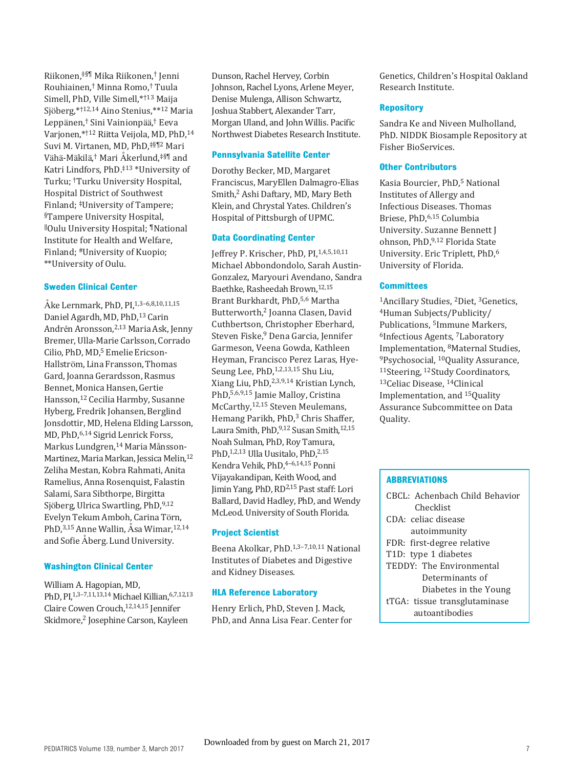Riikonen,[‡§¶] Mika Riikonen,[†] Jenni Rouhiainen,[†] Minna Romo,[†] Tuula Simell, PhD, Ville Simell,[*†13] Maija Sjöberg,[*†12,14] Aino Stenius,[**12] Maria Leppänen,[†] Sini Vainionpää,[†] Eeva Varjonen,[*†12] Riitta Veijola, MD, PhD,[14] Suvi M. Virtanen, MD, PhD,[‡§¶2] Mari Vähä-Mäkilä,[†] Mari Åkerlund,[‡§¶] and Katri Lindfors, PhD.[‡13] *University of Turku; †Turku University Hospital, Hospital District of Southwest Finland; ‡University of Tampere; §Tampere University Hospital, ‖Oulu University Hospital; ¶National Institute for Health and Welfare, Finland; #University of Kuopio; **University of Oulu.

### Sweden Clinical Center

Åke Lernmark, PhD, PI,[1,3–6,8,10,11,15] Daniel Agardh, MD, PhD,[13] Carin Andrén Aronsson,[2,13] Maria Ask, Jenny Bremer, Ulla-Marie Carlsson, Corrado Cilio, PhD, MD,[5] Emelie Ericson-Hallström, Lina Fransson, Thomas Gard, Joanna Gerardsson, Rasmus Bennet, Monica Hansen, Gertie Hansson,[12] Cecilia Harmby, Susanne Hyberg, Fredrik Johansen, Berglind Jonsdottir, MD, Helena Elding Larsson, MD, PhD,[6,14] Sigrid Lenrick Forss, Markus Lundgren,[14] Maria Månsson-Martinez, Maria Markan, Jessica Melin,[12] Zeliha Mestan, Kobra Rahmati, Anita Ramelius, Anna Rosenquist, Falastin Salami, Sara Sibthorpe, Birgitta Sjöberg, Ulrica Swartling, PhD,[9,12] Evelyn Tekum Amboh, Carina Törn, PhD,[3,15] Anne Wallin, Åsa Wimar,[12,14] and Sofie Åberg. Lund University.

### Washington Clinical Center

William A. Hagopian, MD, PhD, PI,[1,3–7,11,13,14] Michael Killian,[6,7,12,13] Claire Cowen Crouch,[12,14,15] Jennifer Skidmore,[2] Josephine Carson, Kayleen Dunson, Rachel Hervey, Corbin Johnson, Rachel Lyons, Arlene Meyer, Denise Mulenga, Allison Schwartz, Joshua Stabbert, Alexander Tarr, Morgan Uland, and John Willis. Pacific Northwest Diabetes Research Institute.

### Pennsylvania Satellite Center

Dorothy Becker, MD, Margaret Franciscus, MaryEllen Dalmagro-Elias Smith,[2] Ashi Daftary, MD, Mary Beth Klein, and Chrystal Yates. Children's Hospital of Pittsburgh of UPMC.

### Data Coordinating Center

Jeffrey P. Krischer, PhD, PI,[1,4,5,10,11] Michael Abbondondolo, Sarah Austin-Gonzalez, Maryouri Avendano, Sandra Baethke, Rasheedah Brown,[12,15] Brant Burkhardt, PhD,[5,6] Martha Butterworth,[2] Joanna Clasen, David Cuthbertson, Christopher Eberhard, Steven Fiske,[9] Dena Garcia, Jennifer Garmeson, Veena Gowda, Kathleen Heyman, Francisco Perez Laras, Hye-Seung Lee, PhD,[1,2,13,15] Shu Liu, Xiang Liu, PhD,[2,3,9,14] Kristian Lynch, PhD,[5,6,9,15] Jamie Malloy, Cristina McCarthy,[12,15] Steven Meulemans, Hemang Parikh, PhD,[3] Chris Shaffer, Laura Smith, PhD,[9,12] Susan Smith,[12,15] Noah Sulman, PhD, Roy Tamura, PhD,[1,2,13] Ulla Uusitalo, PhD,[2,15] Kendra Vehik, PhD,[4–6,14,15] Ponni Vijayakandipan, Keith Wood, and Jimin Yang, PhD, RD[2,15] Past staff: Lori Ballard, David Hadley, PhD, and Wendy McLeod. University of South Florida.

### Project Scientist

Beena Akolkar, PhD.[1,3–7,10,11] National Institutes of Diabetes and Digestive and Kidney Diseases.

### HLA Reference Laboratory

Henry Erlich, PhD, Steven J. Mack, PhD, and Anna Lisa Fear. Center for Genetics, Children's Hospital Oakland Research Institute.

### Repository

Sandra Ke and Niveen Mulholland, PhD. NIDDK Biosample Repository at Fisher BioServices.

### Other Contributors

Kasia Bourcier, PhD,[5] National Institutes of Allergy and Infectious Diseases. Thomas Briese, PhD,[6,15] Columbia University. Suzanne Bennett J ohnson, PhD,[9,12] Florida State University. Eric Triplett, PhD,[6] University of Florida.

### Committees

[1]Ancillary Studies, [2]Diet, [3]Genetics, [4]Human Subjects/Publicity/Publications, [5]Immune Markers, [6]Infectious Agents, [7]Laboratory Implementation, [8]Maternal Studies, [9]Psychosocial, [10]Quality Assurance, [11]Steering, [12]Study Coordinators, [13]Celiac Disease, [14]Clinical Implementation, and [15]Quality Assurance Subcommittee on Data Quality.

### ABBREVIATIONS

CBCL: Achenbach Child Behavior Checklist
CDA: celiac disease autoimmunity
FDR: first-degree relative
T1D: type 1 diabetes
TEDDY: The Environmental Determinants of Diabetes in the Young
tTGA: tissue transglutaminase autoantibodies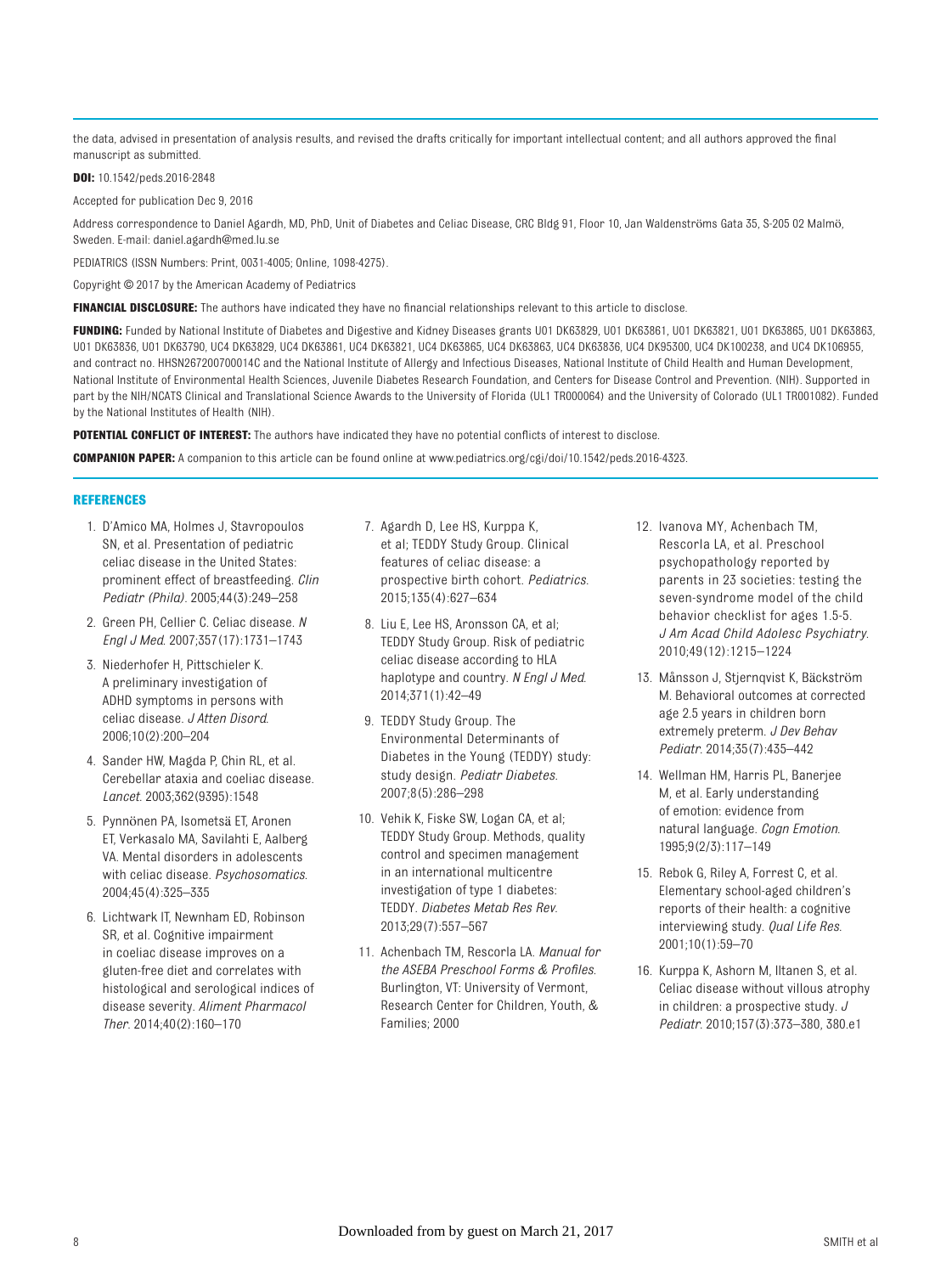the data, advised in presentation of analysis results, and revised the drafts critically for important intellectual content; and all authors approved the final manuscript as submitted.

**DOI:** 10.1542/peds.2016-2848

Accepted for publication Dec 9, 2016

Address correspondence to Daniel Agardh, MD, PhD, Unit of Diabetes and Celiac Disease, CRC Bldg 91, Floor 10, Jan Waldenströms Gata 35, S-205 02 Malmö, Sweden. E-mail: daniel.agardh@med.lu.se

PEDIATRICS (ISSN Numbers: Print, 0031-4005; Online, 1098-4275).

Copyright © 2017 by the American Academy of Pediatrics

**FINANCIAL DISCLOSURE:** The authors have indicated they have no financial relationships relevant to this article to disclose.

**FUNDING:** Funded by National Institute of Diabetes and Digestive and Kidney Diseases grants U01 DK63829, U01 DK63861, U01 DK63821, U01 DK63865, U01 DK63863, U01 DK63836, U01 DK63790, UC4 DK63829, UC4 DK63861, UC4 DK63821, UC4 DK63865, UC4 DK63863, UC4 DK63836, UC4 DK95300, UC4 DK100238, and UC4 DK106955, and contract no. HHSN267200700014C and the National Institute of Allergy and Infectious Diseases, National Institute of Child Health and Human Development, National Institute of Environmental Health Sciences, Juvenile Diabetes Research Foundation, and Centers for Disease Control and Prevention. (NIH). Supported in part by the NIH/NCATS Clinical and Translational Science Awards to the University of Florida (UL1 TR000064) and the University of Colorado (UL1 TR001082). Funded by the National Institutes of Health (NIH).

**POTENTIAL CONFLICT OF INTEREST:** The authors have indicated they have no potential conflicts of interest to disclose.

**COMPANION PAPER:** A companion to this article can be found online at www.pediatrics.org/cgi/doi/10.1542/peds.2016-4323.

## REFERENCES

1. D'Amico MA, Holmes J, Stavropoulos SN, et al. Presentation of pediatric celiac disease in the United States: prominent effect of breastfeeding. *Clin Pediatr (Phila)*. 2005;44(3):249–258
2. Green PH, Cellier C. Celiac disease. *N Engl J Med*. 2007;357(17):1731–1743
3. Niederhofer H, Pittschieler K. A preliminary investigation of ADHD symptoms in persons with celiac disease. *J Atten Disord*. 2006;10(2):200–204
4. Sander HW, Magda P, Chin RL, et al. Cerebellar ataxia and coeliac disease. *Lancet*. 2003;362(9395):1548
5. Pynnönen PA, Isometsä ET, Aronen ET, Verkasalo MA, Savilahti E, Aalberg VA. Mental disorders in adolescents with celiac disease. *Psychosomatics*. 2004;45(4):325–335
6. Lichtwark IT, Newnham ED, Robinson SR, et al. Cognitive impairment in coeliac disease improves on a gluten-free diet and correlates with histological and serological indices of disease severity. *Aliment Pharmacol Ther*. 2014;40(2):160–170
7. Agardh D, Lee HS, Kurppa K, et al; TEDDY Study Group. Clinical features of celiac disease: a prospective birth cohort. *Pediatrics*. 2015;135(4):627–634
8. Liu E, Lee HS, Aronsson CA, et al; TEDDY Study Group. Risk of pediatric celiac disease according to HLA haplotype and country. *N Engl J Med*. 2014;371(1):42–49
9. TEDDY Study Group. The Environmental Determinants of Diabetes in the Young (TEDDY) study: study design. *Pediatr Diabetes*. 2007;8(5):286–298
10. Vehik K, Fiske SW, Logan CA, et al; TEDDY Study Group. Methods, quality control and specimen management in an international multicentre investigation of type 1 diabetes: TEDDY. *Diabetes Metab Res Rev*. 2013;29(7):557–567
11. Achenbach TM, Rescorla LA. *Manual for the ASEBA Preschool Forms & Profiles*. Burlington, VT: University of Vermont, Research Center for Children, Youth, & Families; 2000
12. Ivanova MY, Achenbach TM, Rescorla LA, et al. Preschool psychopathology reported by parents in 23 societies: testing the seven-syndrome model of the child behavior checklist for ages 1.5-5. *J Am Acad Child Adolesc Psychiatry*. 2010;49(12):1215–1224
13. Månsson J, Stjernqvist K, Bäckström M. Behavioral outcomes at corrected age 2.5 years in children born extremely preterm. *J Dev Behav Pediatr*. 2014;35(7):435–442
14. Wellman HM, Harris PL, Banerjee M, et al. Early understanding of emotion: evidence from natural language. *Cogn Emotion*. 1995;9(2/3):117–149
15. Rebok G, Riley A, Forrest C, et al. Elementary school-aged children's reports of their health: a cognitive interviewing study. *Qual Life Res*. 2001;10(1):59–70
16. Kurppa K, Ashorn M, Iltanen S, et al. Celiac disease without villous atrophy in children: a prospective study. *J Pediatr*. 2010;157(3):373–380, 380.e1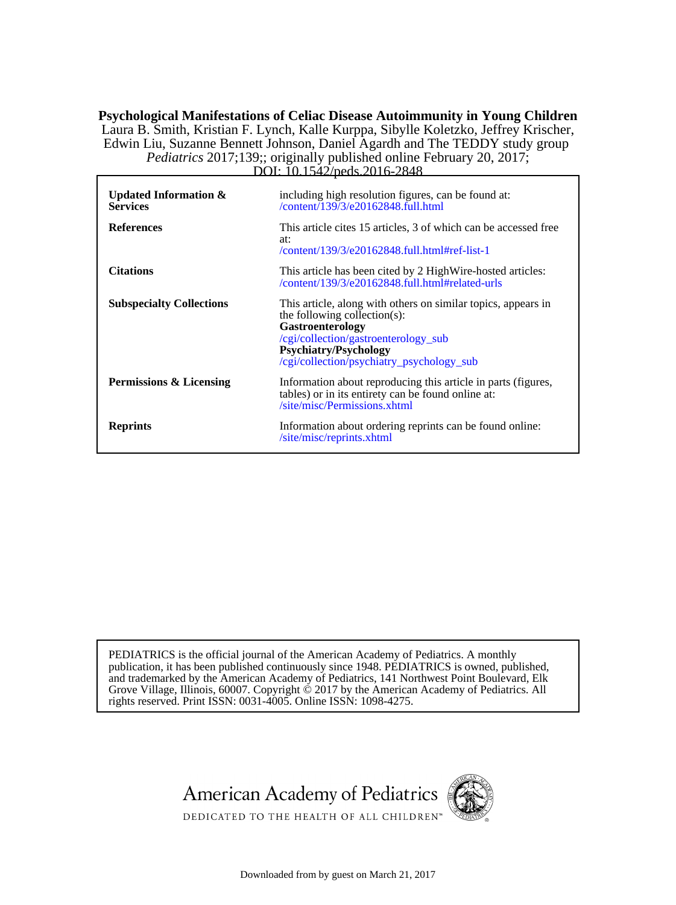**Psychological Manifestations of Celiac Disease Autoimmunity in Young Children**

Laura B. Smith, Kristian F. Lynch, Kalle Kurppa, Sibylle Koletzko, Jeffrey Krischer, Edwin Liu, Suzanne Bennett Johnson, Daniel Agardh and The TEDDY study group

*Pediatrics* 2017;139;; originally published online February 20, 2017;

DOI: 10.1542/peds.2016-2848

| | |
|---|---|
| **Updated Information & Services** | including high resolution figures, can be found at: /content/139/3/e20162848.full.html |
| **References** | This article cites 15 articles, 3 of which can be accessed free at: /content/139/3/e20162848.full.html#ref-list-1 |
| **Citations** | This article has been cited by 2 HighWire-hosted articles: /content/139/3/e20162848.full.html#related-urls |
| **Subspecialty Collections** | This article, along with others on similar topics, appears in the following collection(s): **Gastroenterology** /cgi/collection/gastroenterology_sub **Psychiatry/Psychology** /cgi/collection/psychiatry_psychology_sub |
| **Permissions & Licensing** | Information about reproducing this article in parts (figures, tables) or in its entirety can be found online at: /site/misc/Permissions.xhtml |
| **Reprints** | Information about ordering reprints can be found online: /site/misc/reprints.xhtml |

PEDIATRICS is the official journal of the American Academy of Pediatrics. A monthly publication, it has been published continuously since 1948. PEDIATRICS is owned, published, and trademarked by the American Academy of Pediatrics, 141 Northwest Point Boulevard, Elk Grove Village, Illinois, 60007. Copyright © 2017 by the American Academy of Pediatrics. All rights reserved. Print ISSN: 0031-4005. Online ISSN: 1098-4275.

American Academy of Pediatrics

DEDICATED TO THE HEALTH OF ALL CHILDREN™

Downloaded from by guest on March 21, 2017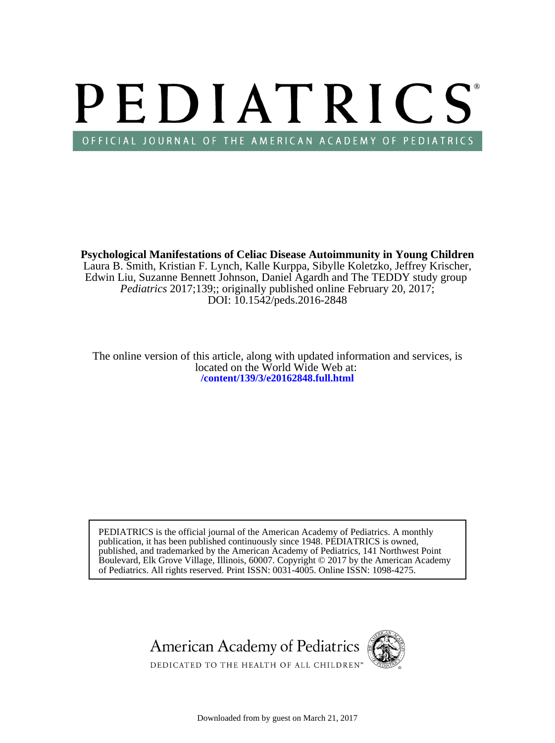# PEDIATRICS

OFFICIAL JOURNAL OF THE AMERICAN ACADEMY OF PEDIATRICS

**Psychological Manifestations of Celiac Disease Autoimmunity in Young Children**

Laura B. Smith, Kristian F. Lynch, Kalle Kurppa, Sibylle Koletzko, Jeffrey Krischer, Edwin Liu, Suzanne Bennett Johnson, Daniel Agardh and The TEDDY study group

*Pediatrics* 2017;139;; originally published online February 20, 2017;

DOI: 10.1542/peds.2016-2848

The online version of this article, along with updated information and services, is located on the World Wide Web at:

**/content/139/3/e20162848.full.html**

PEDIATRICS is the official journal of the American Academy of Pediatrics. A monthly publication, it has been published continuously since 1948. PEDIATRICS is owned, published, and trademarked by the American Academy of Pediatrics, 141 Northwest Point Boulevard, Elk Grove Village, Illinois, 60007. Copyright © 2017 by the American Academy of Pediatrics. All rights reserved. Print ISSN: 0031-4005. Online ISSN: 1098-4275.

American Academy of Pediatrics

DEDICATED TO THE HEALTH OF ALL CHILDREN™

Downloaded from by guest on March 21, 2017